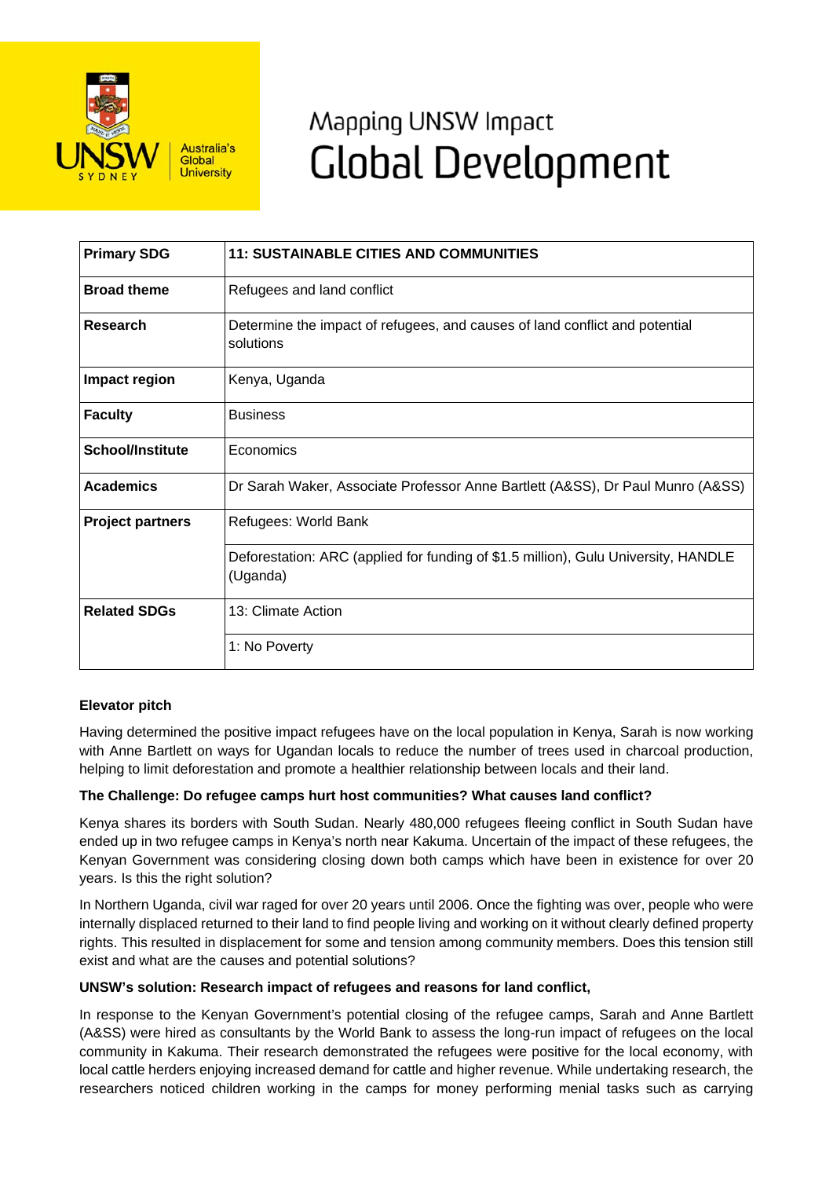# Mapping UNSW Impact
# Global Development

| | |
|---|---|
| **Primary SDG** | **11: SUSTAINABLE CITIES AND COMMUNITIES** |
| **Broad theme** | Refugees and land conflict |
| **Research** | Determine the impact of refugees, and causes of land conflict and potential solutions |
| **Impact region** | Kenya, Uganda |
| **Faculty** | Business |
| **School/Institute** | Economics |
| **Academics** | Dr Sarah Waker, Associate Professor Anne Bartlett (A&SS), Dr Paul Munro (A&SS) |
| **Project partners** | Refugees: World Bank |
| | Deforestation: ARC (applied for funding of $1.5 million), Gulu University, HANDLE (Uganda) |
| **Related SDGs** | 13: Climate Action |
| | 1: No Poverty |

**Elevator pitch**

Having determined the positive impact refugees have on the local population in Kenya, Sarah is now working with Anne Bartlett on ways for Ugandan locals to reduce the number of trees used in charcoal production, helping to limit deforestation and promote a healthier relationship between locals and their land.

**The Challenge: Do refugee camps hurt host communities? What causes land conflict?**

Kenya shares its borders with South Sudan. Nearly 480,000 refugees fleeing conflict in South Sudan have ended up in two refugee camps in Kenya's north near Kakuma. Uncertain of the impact of these refugees, the Kenyan Government was considering closing down both camps which have been in existence for over 20 years. Is this the right solution?

In Northern Uganda, civil war raged for over 20 years until 2006. Once the fighting was over, people who were internally displaced returned to their land to find people living and working on it without clearly defined property rights. This resulted in displacement for some and tension among community members. Does this tension still exist and what are the causes and potential solutions?

**UNSW's solution: Research impact of refugees and reasons for land conflict,**

In response to the Kenyan Government's potential closing of the refugee camps, Sarah and Anne Bartlett (A&SS) were hired as consultants by the World Bank to assess the long-run impact of refugees on the local community in Kakuma. Their research demonstrated the refugees were positive for the local economy, with local cattle herders enjoying increased demand for cattle and higher revenue. While undertaking research, the researchers noticed children working in the camps for money performing menial tasks such as carrying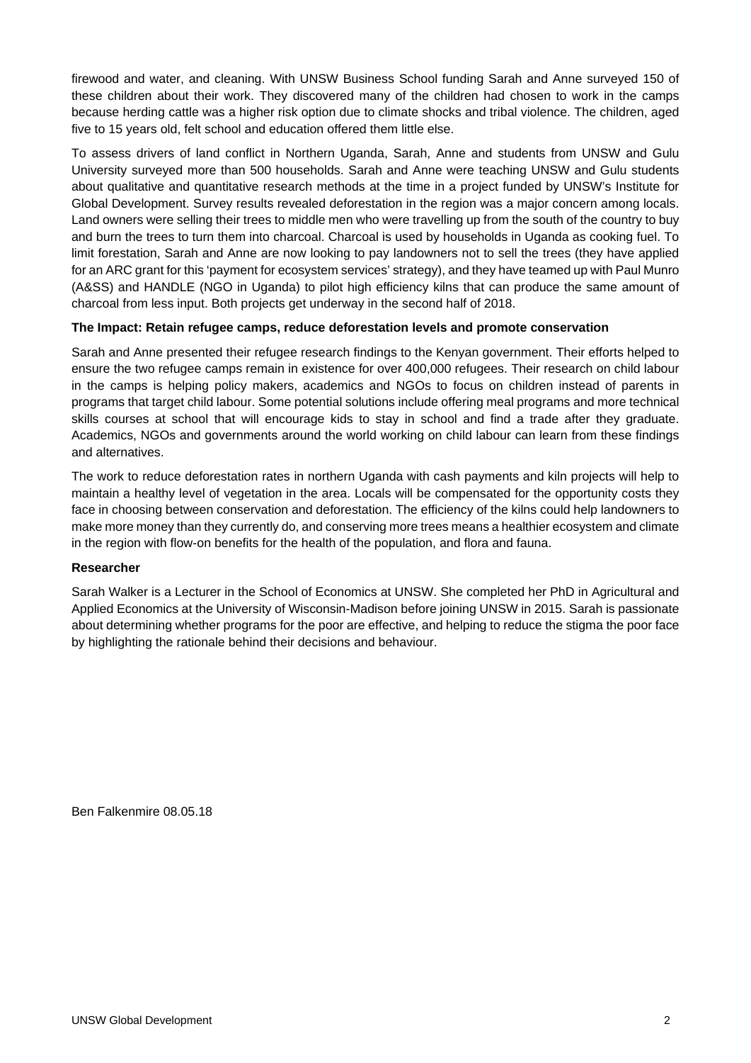firewood and water, and cleaning. With UNSW Business School funding Sarah and Anne surveyed 150 of these children about their work. They discovered many of the children had chosen to work in the camps because herding cattle was a higher risk option due to climate shocks and tribal violence. The children, aged five to 15 years old, felt school and education offered them little else.

To assess drivers of land conflict in Northern Uganda, Sarah, Anne and students from UNSW and Gulu University surveyed more than 500 households. Sarah and Anne were teaching UNSW and Gulu students about qualitative and quantitative research methods at the time in a project funded by UNSW's Institute for Global Development. Survey results revealed deforestation in the region was a major concern among locals. Land owners were selling their trees to middle men who were travelling up from the south of the country to buy and burn the trees to turn them into charcoal. Charcoal is used by households in Uganda as cooking fuel. To limit forestation, Sarah and Anne are now looking to pay landowners not to sell the trees (they have applied for an ARC grant for this 'payment for ecosystem services' strategy), and they have teamed up with Paul Munro (A&SS) and HANDLE (NGO in Uganda) to pilot high efficiency kilns that can produce the same amount of charcoal from less input. Both projects get underway in the second half of 2018.

**The Impact: Retain refugee camps, reduce deforestation levels and promote conservation**

Sarah and Anne presented their refugee research findings to the Kenyan government. Their efforts helped to ensure the two refugee camps remain in existence for over 400,000 refugees. Their research on child labour in the camps is helping policy makers, academics and NGOs to focus on children instead of parents in programs that target child labour. Some potential solutions include offering meal programs and more technical skills courses at school that will encourage kids to stay in school and find a trade after they graduate. Academics, NGOs and governments around the world working on child labour can learn from these findings and alternatives.

The work to reduce deforestation rates in northern Uganda with cash payments and kiln projects will help to maintain a healthy level of vegetation in the area. Locals will be compensated for the opportunity costs they face in choosing between conservation and deforestation. The efficiency of the kilns could help landowners to make more money than they currently do, and conserving more trees means a healthier ecosystem and climate in the region with flow-on benefits for the health of the population, and flora and fauna.

**Researcher**

Sarah Walker is a Lecturer in the School of Economics at UNSW. She completed her PhD in Agricultural and Applied Economics at the University of Wisconsin-Madison before joining UNSW in 2015. Sarah is passionate about determining whether programs for the poor are effective, and helping to reduce the stigma the poor face by highlighting the rationale behind their decisions and behaviour.

Ben Falkenmire 08.05.18